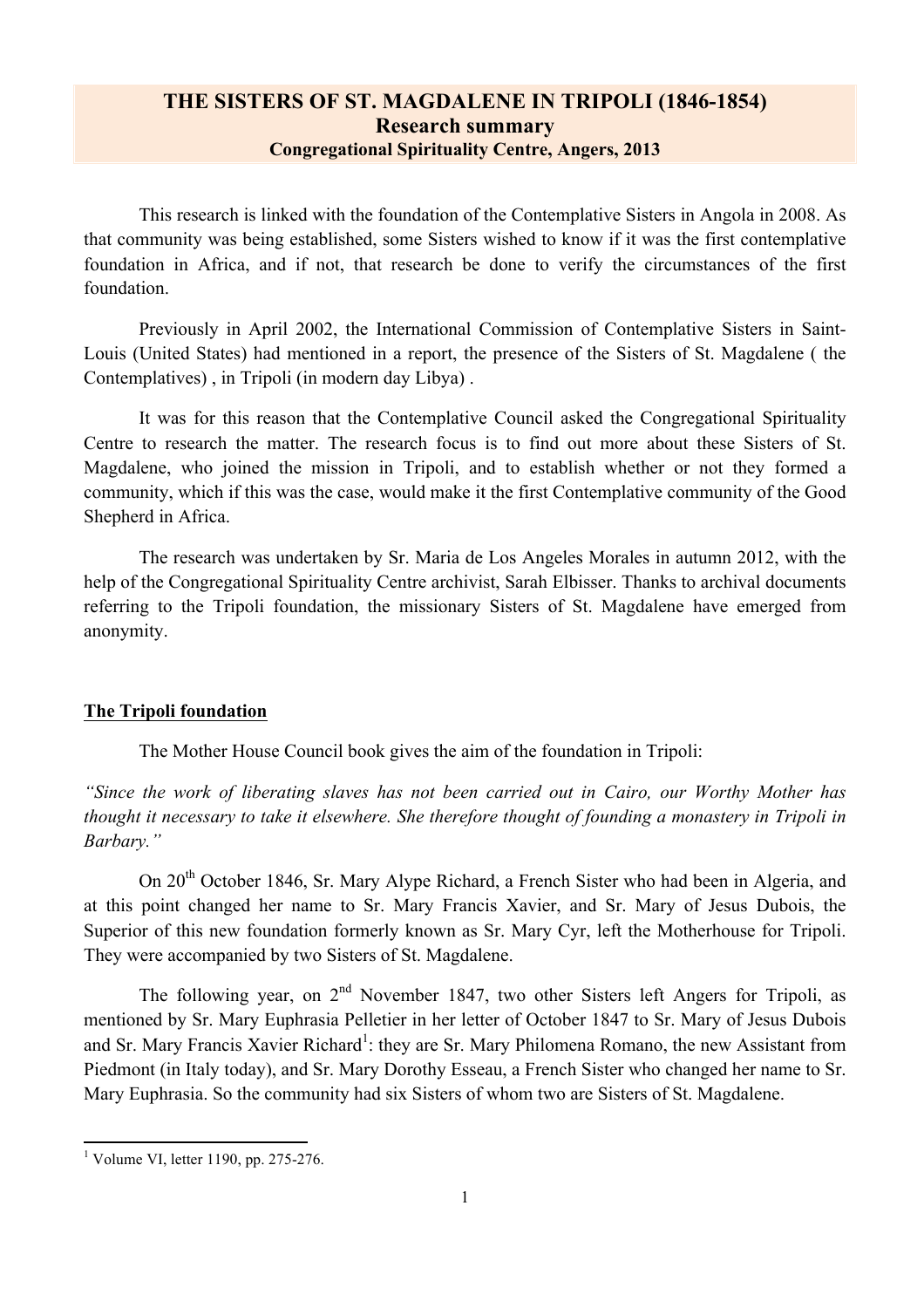# THE SISTERS OF ST. MAGDALENE IN TRIPOLI (1846-1854)
## Research summary
### Congregational Spirituality Centre, Angers, 2013

This research is linked with the foundation of the Contemplative Sisters in Angola in 2008. As that community was being established, some Sisters wished to know if it was the first contemplative foundation in Africa, and if not, that research be done to verify the circumstances of the first foundation.

Previously in April 2002, the International Commission of Contemplative Sisters in Saint-Louis (United States) had mentioned in a report, the presence of the Sisters of St. Magdalene ( the Contemplatives) , in Tripoli (in modern day Libya) .

It was for this reason that the Contemplative Council asked the Congregational Spirituality Centre to research the matter. The research focus is to find out more about these Sisters of St. Magdalene, who joined the mission in Tripoli, and to establish whether or not they formed a community, which if this was the case, would make it the first Contemplative community of the Good Shepherd in Africa.

The research was undertaken by Sr. Maria de Los Angeles Morales in autumn 2012, with the help of the Congregational Spirituality Centre archivist, Sarah Elbisser. Thanks to archival documents referring to the Tripoli foundation, the missionary Sisters of St. Magdalene have emerged from anonymity.

**The Tripoli foundation**

The Mother House Council book gives the aim of the foundation in Tripoli:

*"Since the work of liberating slaves has not been carried out in Cairo, our Worthy Mother has thought it necessary to take it elsewhere. She therefore thought of founding a monastery in Tripoli in Barbary."*

On 20th October 1846, Sr. Mary Alype Richard, a French Sister who had been in Algeria, and at this point changed her name to Sr. Mary Francis Xavier, and Sr. Mary of Jesus Dubois, the Superior of this new foundation formerly known as Sr. Mary Cyr, left the Motherhouse for Tripoli. They were accompanied by two Sisters of St. Magdalene.

The following year, on 2nd November 1847, two other Sisters left Angers for Tripoli, as mentioned by Sr. Mary Euphrasia Pelletier in her letter of October 1847 to Sr. Mary of Jesus Dubois and Sr. Mary Francis Xavier Richard[1]: they are Sr. Mary Philomena Romano, the new Assistant from Piedmont (in Italy today), and Sr. Mary Dorothy Esseau, a French Sister who changed her name to Sr. Mary Euphrasia. So the community had six Sisters of whom two are Sisters of St. Magdalene.

---

[1] Volume VI, letter 1190, pp. 275-276.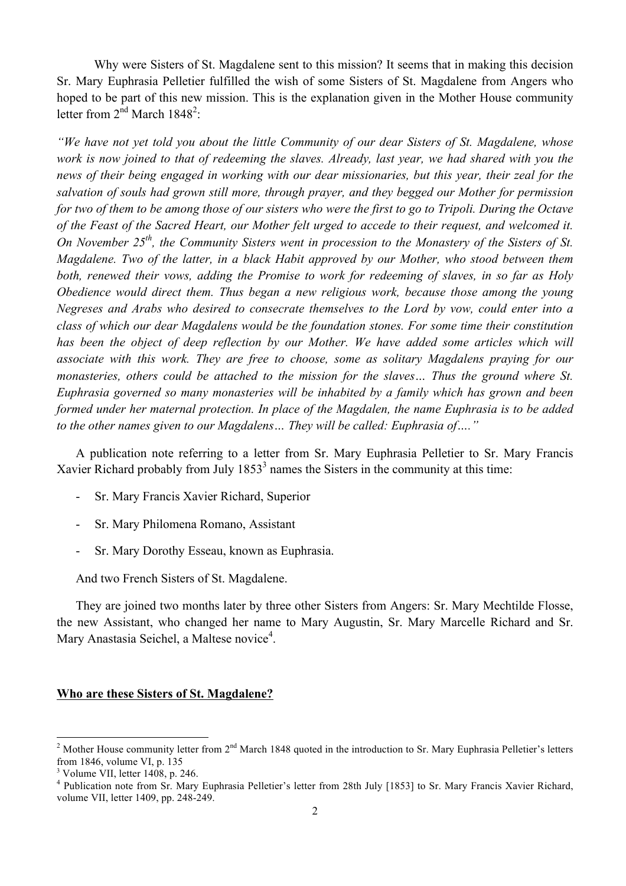Why were Sisters of St. Magdalene sent to this mission? It seems that in making this decision Sr. Mary Euphrasia Pelletier fulfilled the wish of some Sisters of St. Magdalene from Angers who hoped to be part of this new mission. This is the explanation given in the Mother House community letter from 2nd March 1848[2]:

*"We have not yet told you about the little Community of our dear Sisters of St. Magdalene, whose work is now joined to that of redeeming the slaves. Already, last year, we had shared with you the news of their being engaged in working with our dear missionaries, but this year, their zeal for the salvation of souls had grown still more, through prayer, and they begged our Mother for permission for two of them to be among those of our sisters who were the first to go to Tripoli. During the Octave of the Feast of the Sacred Heart, our Mother felt urged to accede to their request, and welcomed it. On November 25th, the Community Sisters went in procession to the Monastery of the Sisters of St. Magdalene. Two of the latter, in a black Habit approved by our Mother, who stood between them both, renewed their vows, adding the Promise to work for redeeming of slaves, in so far as Holy Obedience would direct them. Thus began a new religious work, because those among the young Negreses and Arabs who desired to consecrate themselves to the Lord by vow, could enter into a class of which our dear Magdalens would be the foundation stones. For some time their constitution has been the object of deep reflection by our Mother. We have added some articles which will associate with this work. They are free to choose, some as solitary Magdalens praying for our monasteries, others could be attached to the mission for the slaves… Thus the ground where St. Euphrasia governed so many monasteries will be inhabited by a family which has grown and been formed under her maternal protection. In place of the Magdalen, the name Euphrasia is to be added to the other names given to our Magdalens… They will be called: Euphrasia of…."*

A publication note referring to a letter from Sr. Mary Euphrasia Pelletier to Sr. Mary Francis Xavier Richard probably from July 1853[3] names the Sisters in the community at this time:

- Sr. Mary Francis Xavier Richard, Superior
- Sr. Mary Philomena Romano, Assistant
- Sr. Mary Dorothy Esseau, known as Euphrasia.

And two French Sisters of St. Magdalene.

They are joined two months later by three other Sisters from Angers: Sr. Mary Mechtilde Flosse, the new Assistant, who changed her name to Mary Augustin, Sr. Mary Marcelle Richard and Sr. Mary Anastasia Seichel, a Maltese novice[4].

**Who are these Sisters of St. Magdalene?**

---

[2] Mother House community letter from 2nd March 1848 quoted in the introduction to Sr. Mary Euphrasia Pelletier's letters from 1846, volume VI, p. 135

[3] Volume VII, letter 1408, p. 246.

[4] Publication note from Sr. Mary Euphrasia Pelletier's letter from 28th July [1853] to Sr. Mary Francis Xavier Richard, volume VII, letter 1409, pp. 248-249.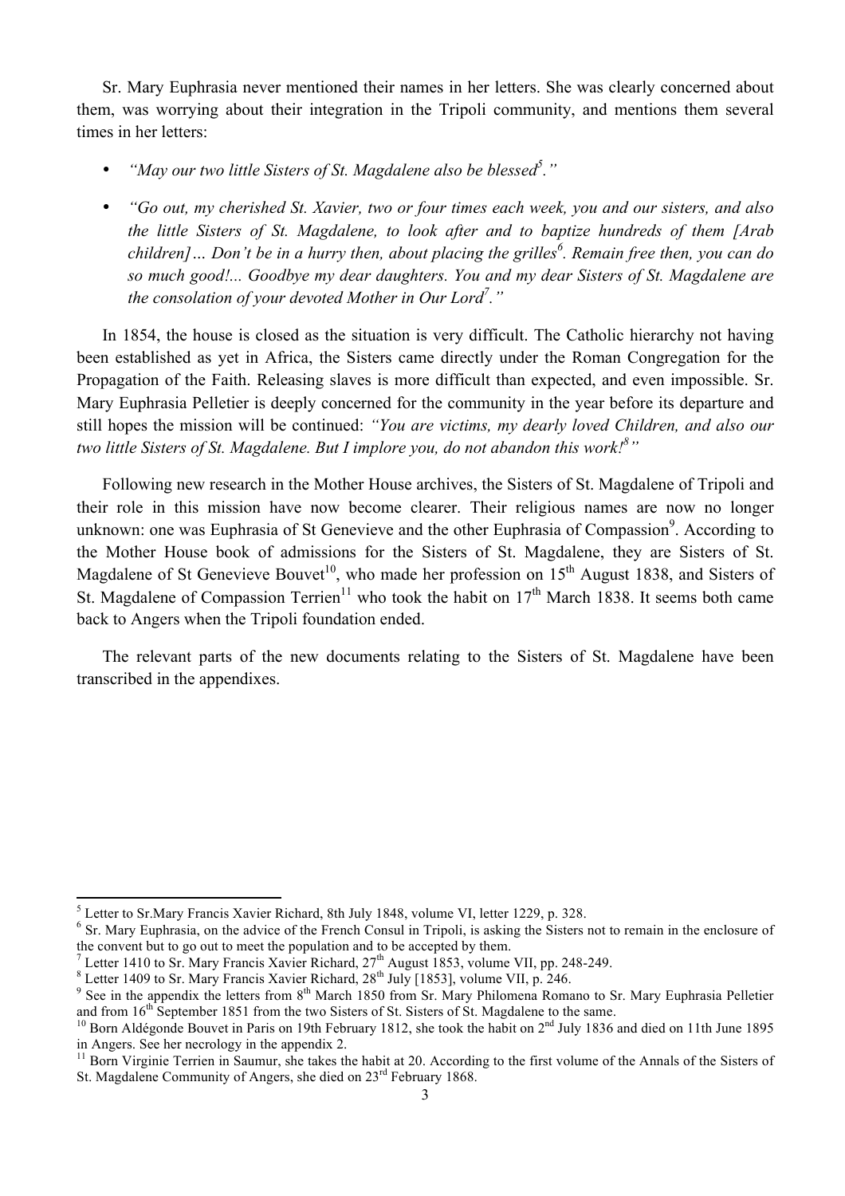Sr. Mary Euphrasia never mentioned their names in her letters. She was clearly concerned about them, was worrying about their integration in the Tripoli community, and mentions them several times in her letters:

- *"May our two little Sisters of St. Magdalene also be blessed[5]."*
- *"Go out, my cherished St. Xavier, two or four times each week, you and our sisters, and also the little Sisters of St. Magdalene, to look after and to baptize hundreds of them [Arab children]… Don't be in a hurry then, about placing the grilles[6]. Remain free then, you can do so much good!... Goodbye my dear daughters. You and my dear Sisters of St. Magdalene are the consolation of your devoted Mother in Our Lord[7]."*

In 1854, the house is closed as the situation is very difficult. The Catholic hierarchy not having been established as yet in Africa, the Sisters came directly under the Roman Congregation for the Propagation of the Faith. Releasing slaves is more difficult than expected, and even impossible. Sr. Mary Euphrasia Pelletier is deeply concerned for the community in the year before its departure and still hopes the mission will be continued: *"You are victims, my dearly loved Children, and also our two little Sisters of St. Magdalene. But I implore you, do not abandon this work![8]"*

Following new research in the Mother House archives, the Sisters of St. Magdalene of Tripoli and their role in this mission have now become clearer. Their religious names are now no longer unknown: one was Euphrasia of St Genevieve and the other Euphrasia of Compassion[9]. According to the Mother House book of admissions for the Sisters of St. Magdalene, they are Sisters of St. Magdalene of St Genevieve Bouvet[10], who made her profession on 15th August 1838, and Sisters of St. Magdalene of Compassion Terrien[11] who took the habit on 17th March 1838. It seems both came back to Angers when the Tripoli foundation ended.

The relevant parts of the new documents relating to the Sisters of St. Magdalene have been transcribed in the appendixes.

---

[5] Letter to Sr.Mary Francis Xavier Richard, 8th July 1848, volume VI, letter 1229, p. 328.

[6] Sr. Mary Euphrasia, on the advice of the French Consul in Tripoli, is asking the Sisters not to remain in the enclosure of the convent but to go out to meet the population and to be accepted by them.

[7] Letter 1410 to Sr. Mary Francis Xavier Richard, 27th August 1853, volume VII, pp. 248-249.

[8] Letter 1409 to Sr. Mary Francis Xavier Richard, 28th July [1853], volume VII, p. 246.

[9] See in the appendix the letters from 8th March 1850 from Sr. Mary Philomena Romano to Sr. Mary Euphrasia Pelletier and from 16th September 1851 from the two Sisters of St. Sisters of St. Magdalene to the same.

[10] Born Aldégonde Bouvet in Paris on 19th February 1812, she took the habit on 2nd July 1836 and died on 11th June 1895 in Angers. See her necrology in the appendix 2.

[11] Born Virginie Terrien in Saumur, she takes the habit at 20. According to the first volume of the Annals of the Sisters of St. Magdalene Community of Angers, she died on 23rd February 1868.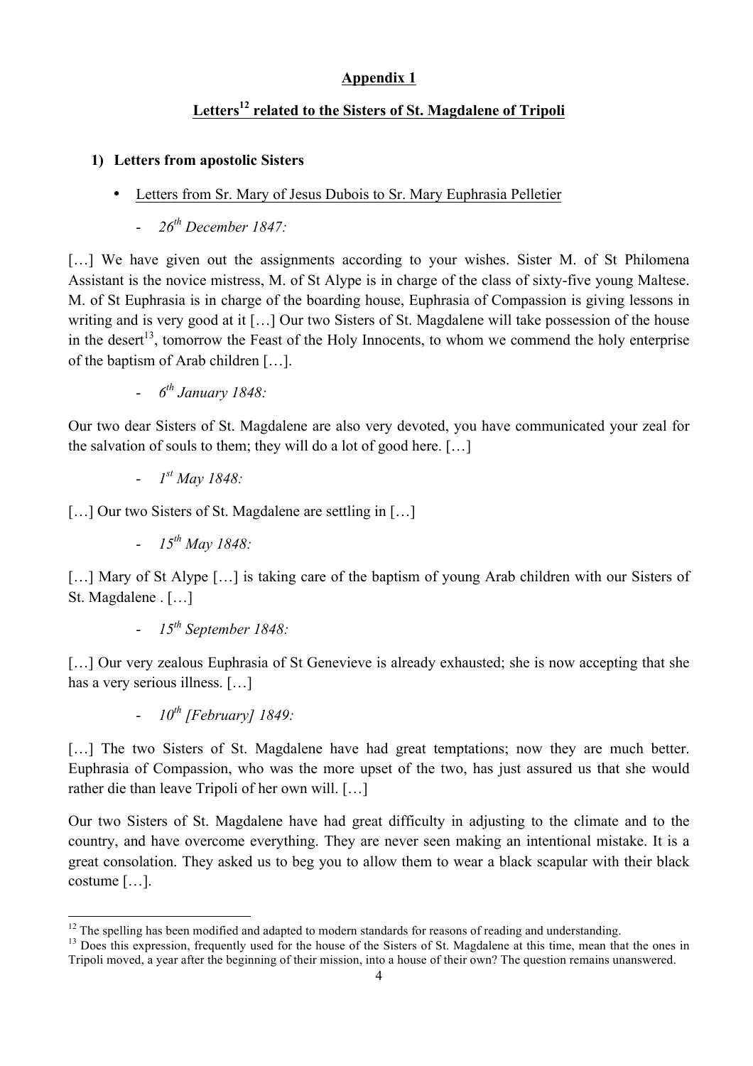# Appendix 1

## Letters[12] related to the Sisters of St. Magdalene of Tripoli

1) **Letters from apostolic Sisters**

- Letters from Sr. Mary of Jesus Dubois to Sr. Mary Euphrasia Pelletier

  - *26th December 1847:*

[…] We have given out the assignments according to your wishes. Sister M. of St Philomena Assistant is the novice mistress, M. of St Alype is in charge of the class of sixty-five young Maltese. M. of St Euphrasia is in charge of the boarding house, Euphrasia of Compassion is giving lessons in writing and is very good at it […] Our two Sisters of St. Magdalene will take possession of the house in the desert[13], tomorrow the Feast of the Holy Innocents, to whom we commend the holy enterprise of the baptism of Arab children […].

  - *6th January 1848:*

Our two dear Sisters of St. Magdalene are also very devoted, you have communicated your zeal for the salvation of souls to them; they will do a lot of good here. […]

  - *1st May 1848:*

[…] Our two Sisters of St. Magdalene are settling in […]

  - *15th May 1848:*

[…] Mary of St Alype […] is taking care of the baptism of young Arab children with our Sisters of St. Magdalene . […]

  - *15th September 1848:*

[…] Our very zealous Euphrasia of St Genevieve is already exhausted; she is now accepting that she has a very serious illness. […]

  - *10th [February] 1849:*

[…] The two Sisters of St. Magdalene have had great temptations; now they are much better. Euphrasia of Compassion, who was the more upset of the two, has just assured us that she would rather die than leave Tripoli of her own will. […]

Our two Sisters of St. Magdalene have had great difficulty in adjusting to the climate and to the country, and have overcome everything. They are never seen making an intentional mistake. It is a great consolation. They asked us to beg you to allow them to wear a black scapular with their black costume […].

---

[12] The spelling has been modified and adapted to modern standards for reasons of reading and understanding.

[13] Does this expression, frequently used for the house of the Sisters of St. Magdalene at this time, mean that the ones in Tripoli moved, a year after the beginning of their mission, into a house of their own? The question remains unanswered.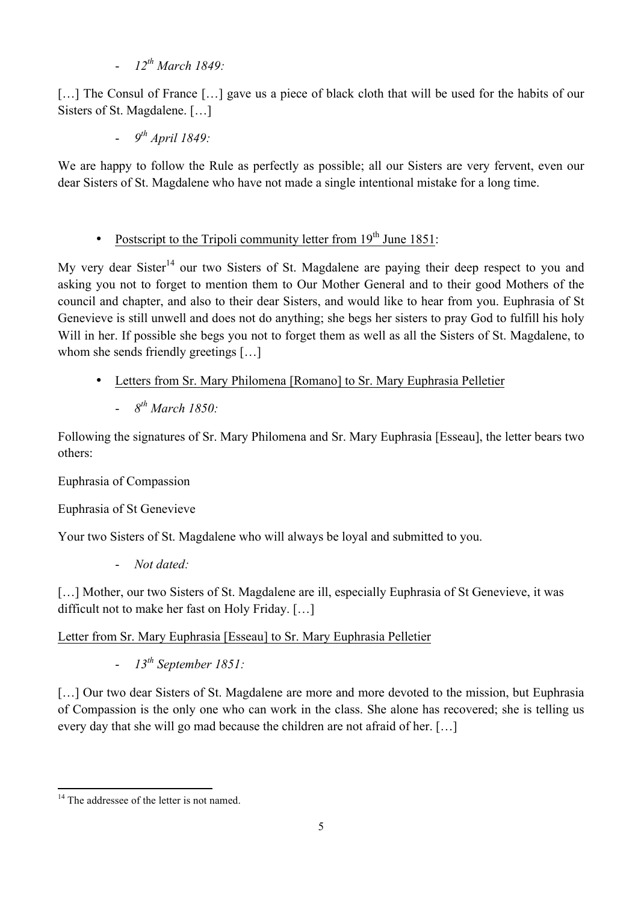- *12th March 1849:*

[…] The Consul of France […] gave us a piece of black cloth that will be used for the habits of our Sisters of St. Magdalene. […]

- *9th April 1849:*

We are happy to follow the Rule as perfectly as possible; all our Sisters are very fervent, even our dear Sisters of St. Magdalene who have not made a single intentional mistake for a long time.

- <u>Postscript to the Tripoli community letter from 19th June 1851</u>:

My very dear Sister[14] our two Sisters of St. Magdalene are paying their deep respect to you and asking you not to forget to mention them to Our Mother General and to their good Mothers of the council and chapter, and also to their dear Sisters, and would like to hear from you. Euphrasia of St Genevieve is still unwell and does not do anything; she begs her sisters to pray God to fulfill his holy Will in her. If possible she begs you not to forget them as well as all the Sisters of St. Magdalene, to whom she sends friendly greetings […]

- <u>Letters from Sr. Mary Philomena [Romano] to Sr. Mary Euphrasia Pelletier</u>

    - *8th March 1850:*

Following the signatures of Sr. Mary Philomena and Sr. Mary Euphrasia [Esseau], the letter bears two others:

Euphrasia of Compassion

Euphrasia of St Genevieve

Your two Sisters of St. Magdalene who will always be loyal and submitted to you.

- *Not dated:*

[…] Mother, our two Sisters of St. Magdalene are ill, especially Euphrasia of St Genevieve, it was difficult not to make her fast on Holy Friday. […]

<u>Letter from Sr. Mary Euphrasia [Esseau] to Sr. Mary Euphrasia Pelletier</u>

- *13th September 1851:*

[…] Our two dear Sisters of St. Magdalene are more and more devoted to the mission, but Euphrasia of Compassion is the only one who can work in the class. She alone has recovered; she is telling us every day that she will go mad because the children are not afraid of her. […]

---

[14] The addressee of the letter is not named.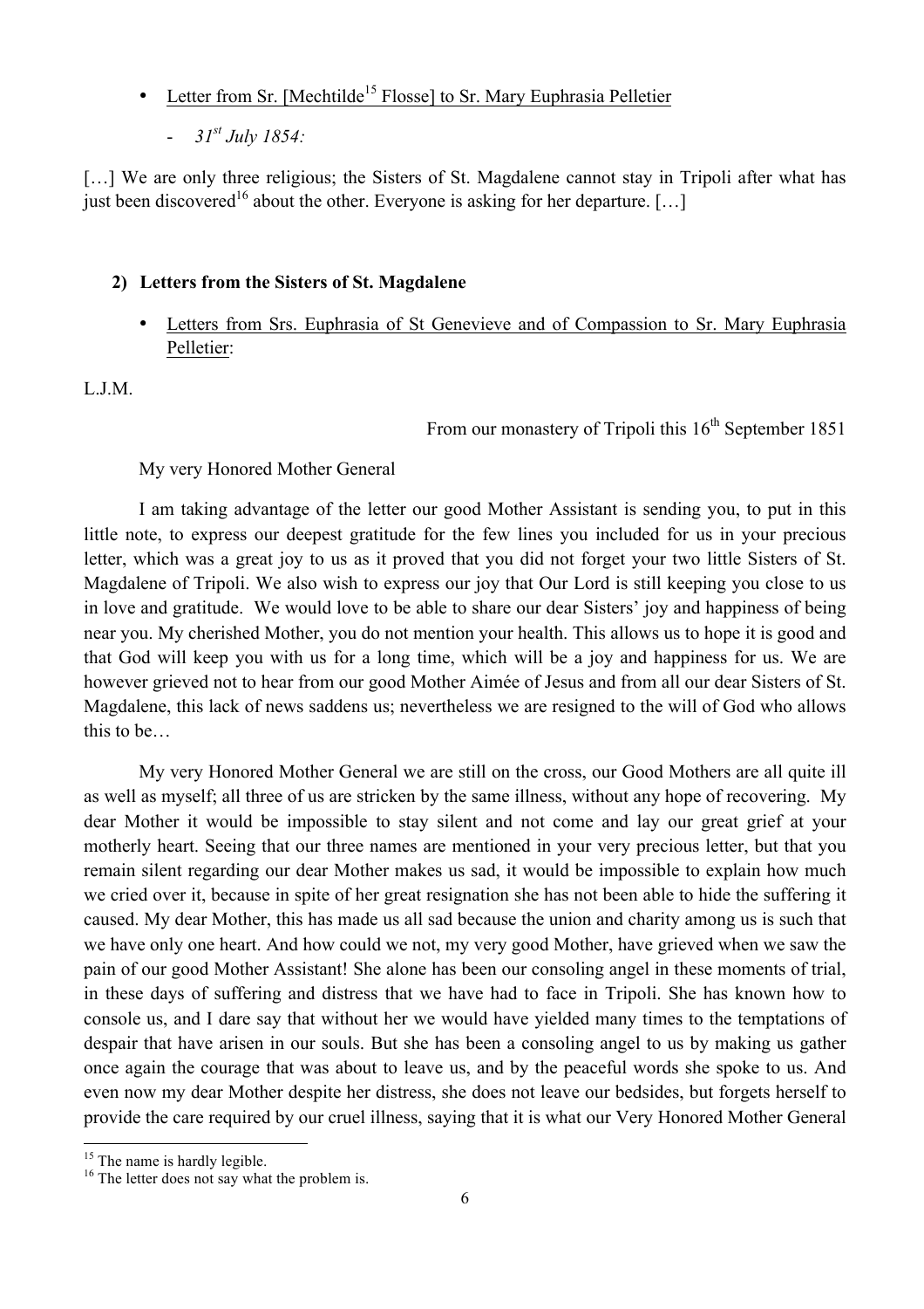- Letter from Sr. [Mechtilde[15] Flosse] to Sr. Mary Euphrasia Pelletier
    - *31st July 1854:*

[…] We are only three religious; the Sisters of St. Magdalene cannot stay in Tripoli after what has just been discovered[16] about the other. Everyone is asking for her departure. […]

## 2) Letters from the Sisters of St. Magdalene

- Letters from Srs. Euphrasia of St Genevieve and of Compassion to Sr. Mary Euphrasia Pelletier:

L.J.M.

From our monastery of Tripoli this 16th September 1851

My very Honored Mother General

I am taking advantage of the letter our good Mother Assistant is sending you, to put in this little note, to express our deepest gratitude for the few lines you included for us in your precious letter, which was a great joy to us as it proved that you did not forget your two little Sisters of St. Magdalene of Tripoli. We also wish to express our joy that Our Lord is still keeping you close to us in love and gratitude. We would love to be able to share our dear Sisters' joy and happiness of being near you. My cherished Mother, you do not mention your health. This allows us to hope it is good and that God will keep you with us for a long time, which will be a joy and happiness for us. We are however grieved not to hear from our good Mother Aimée of Jesus and from all our dear Sisters of St. Magdalene, this lack of news saddens us; nevertheless we are resigned to the will of God who allows this to be…

My very Honored Mother General we are still on the cross, our Good Mothers are all quite ill as well as myself; all three of us are stricken by the same illness, without any hope of recovering. My dear Mother it would be impossible to stay silent and not come and lay our great grief at your motherly heart. Seeing that our three names are mentioned in your very precious letter, but that you remain silent regarding our dear Mother makes us sad, it would be impossible to explain how much we cried over it, because in spite of her great resignation she has not been able to hide the suffering it caused. My dear Mother, this has made us all sad because the union and charity among us is such that we have only one heart. And how could we not, my very good Mother, have grieved when we saw the pain of our good Mother Assistant! She alone has been our consoling angel in these moments of trial, in these days of suffering and distress that we have had to face in Tripoli. She has known how to console us, and I dare say that without her we would have yielded many times to the temptations of despair that have arisen in our souls. But she has been a consoling angel to us by making us gather once again the courage that was about to leave us, and by the peaceful words she spoke to us. And even now my dear Mother despite her distress, she does not leave our bedsides, but forgets herself to provide the care required by our cruel illness, saying that it is what our Very Honored Mother General

[15] The name is hardly legible.

[16] The letter does not say what the problem is.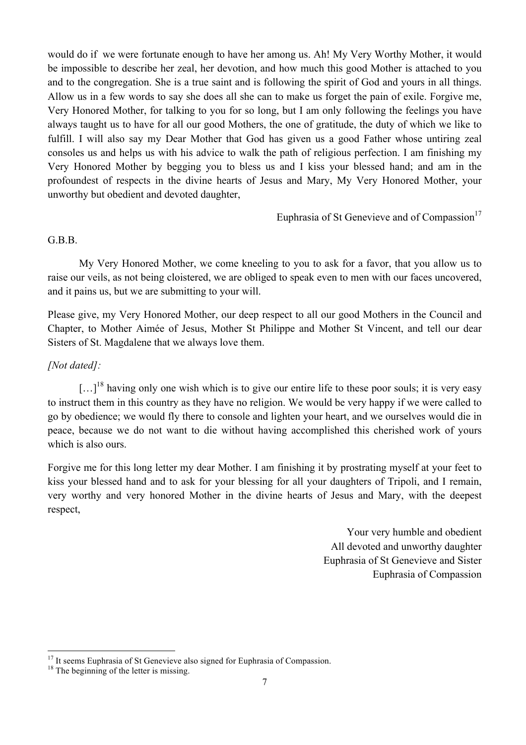would do if we were fortunate enough to have her among us. Ah! My Very Worthy Mother, it would be impossible to describe her zeal, her devotion, and how much this good Mother is attached to you and to the congregation. She is a true saint and is following the spirit of God and yours in all things. Allow us in a few words to say she does all she can to make us forget the pain of exile. Forgive me, Very Honored Mother, for talking to you for so long, but I am only following the feelings you have always taught us to have for all our good Mothers, the one of gratitude, the duty of which we like to fulfill. I will also say my Dear Mother that God has given us a good Father whose untiring zeal consoles us and helps us with his advice to walk the path of religious perfection. I am finishing my Very Honored Mother by begging you to bless us and I kiss your blessed hand; and am in the profoundest of respects in the divine hearts of Jesus and Mary, My Very Honored Mother, your unworthy but obedient and devoted daughter,

Euphrasia of St Genevieve and of Compassion[17]

G.B.B.

My Very Honored Mother, we come kneeling to you to ask for a favor, that you allow us to raise our veils, as not being cloistered, we are obliged to speak even to men with our faces uncovered, and it pains us, but we are submitting to your will.

Please give, my Very Honored Mother, our deep respect to all our good Mothers in the Council and Chapter, to Mother Aimée of Jesus, Mother St Philippe and Mother St Vincent, and tell our dear Sisters of St. Magdalene that we always love them.

*[Not dated]:*

[…][18] having only one wish which is to give our entire life to these poor souls; it is very easy to instruct them in this country as they have no religion. We would be very happy if we were called to go by obedience; we would fly there to console and lighten your heart, and we ourselves would die in peace, because we do not want to die without having accomplished this cherished work of yours which is also ours.

Forgive me for this long letter my dear Mother. I am finishing it by prostrating myself at your feet to kiss your blessed hand and to ask for your blessing for all your daughters of Tripoli, and I remain, very worthy and very honored Mother in the divine hearts of Jesus and Mary, with the deepest respect,

Your very humble and obedient  
All devoted and unworthy daughter  
Euphrasia of St Genevieve and Sister  
Euphrasia of Compassion

---

[17] It seems Euphrasia of St Genevieve also signed for Euphrasia of Compassion.

[18] The beginning of the letter is missing.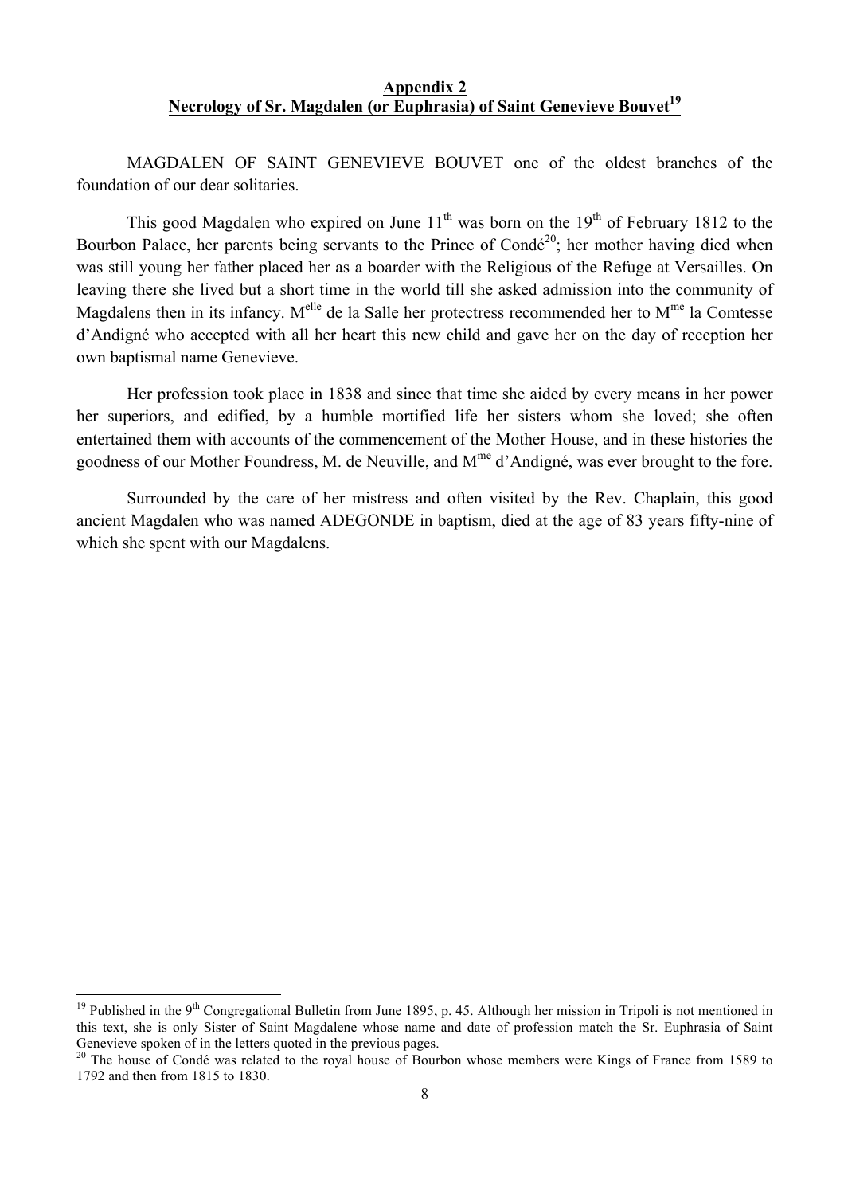## Appendix 2
## Necrology of Sr. Magdalen (or Euphrasia) of Saint Genevieve Bouvet[19]

MAGDALEN OF SAINT GENEVIEVE BOUVET one of the oldest branches of the foundation of our dear solitaries.

This good Magdalen who expired on June 11th was born on the 19th of February 1812 to the Bourbon Palace, her parents being servants to the Prince of Condé[20]; her mother having died when was still young her father placed her as a boarder with the Religious of the Refuge at Versailles. On leaving there she lived but a short time in the world till she asked admission into the community of Magdalens then in its infancy. Melle de la Salle her protectress recommended her to Mme la Comtesse d'Andigné who accepted with all her heart this new child and gave her on the day of reception her own baptismal name Genevieve.

Her profession took place in 1838 and since that time she aided by every means in her power her superiors, and edified, by a humble mortified life her sisters whom she loved; she often entertained them with accounts of the commencement of the Mother House, and in these histories the goodness of our Mother Foundress, M. de Neuville, and Mme d'Andigné, was ever brought to the fore.

Surrounded by the care of her mistress and often visited by the Rev. Chaplain, this good ancient Magdalen who was named ADEGONDE in baptism, died at the age of 83 years fifty-nine of which she spent with our Magdalens.

---

[19] Published in the 9th Congregational Bulletin from June 1895, p. 45. Although her mission in Tripoli is not mentioned in this text, she is only Sister of Saint Magdalene whose name and date of profession match the Sr. Euphrasia of Saint Genevieve spoken of in the letters quoted in the previous pages.

[20] The house of Condé was related to the royal house of Bourbon whose members were Kings of France from 1589 to 1792 and then from 1815 to 1830.